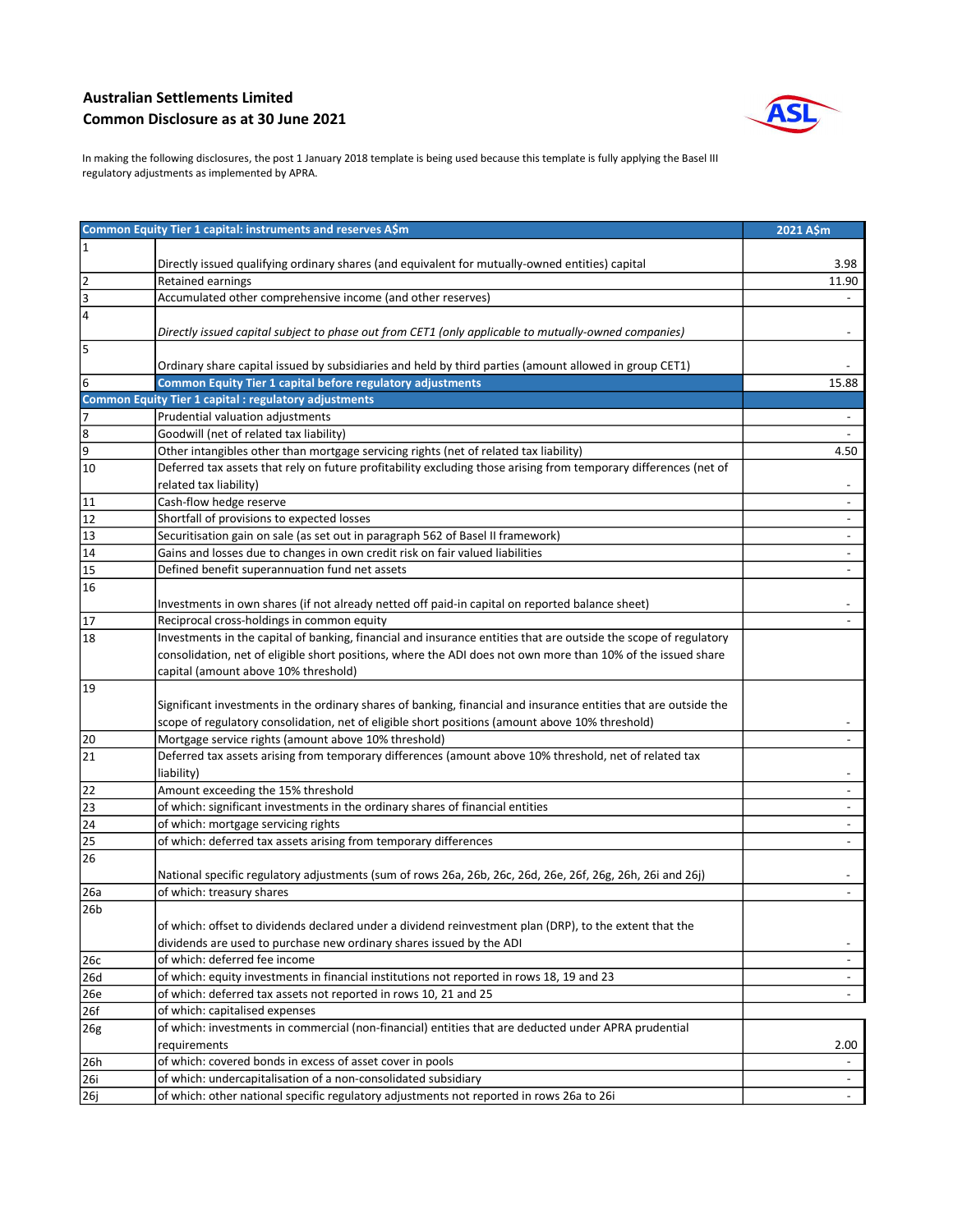**Australian Settlements Limited**
**Common Disclosure as at 30 June 2021**

In making the following disclosures, the post 1 January 2018 template is being used because this template is fully applying the Basel III regulatory adjustments as implemented by APRA.

| | **Common Equity Tier 1 capital: instruments and reserves A$m** | **2021 A$m** |
|---|---|---|
| 1 | Directly issued qualifying ordinary shares (and equivalent for mutually-owned entities) capital | 3.98 |
| 2 | Retained earnings | 11.90 |
| 3 | Accumulated other comprehensive income (and other reserves) | - |
| 4 | *Directly issued capital subject to phase out from CET1 (only applicable to mutually-owned companies)* | - |
| 5 | Ordinary share capital issued by subsidiaries and held by third parties (amount allowed in group CET1) | - |
| 6 | **Common Equity Tier 1 capital before regulatory adjustments** | 15.88 |
| | **Common Equity Tier 1 capital : regulatory adjustments** | |
| 7 | Prudential valuation adjustments | - |
| 8 | Goodwill (net of related tax liability) | - |
| 9 | Other intangibles other than mortgage servicing rights (net of related tax liability) | 4.50 |
| 10 | Deferred tax assets that rely on future profitability excluding those arising from temporary differences (net of related tax liability) | - |
| 11 | Cash-flow hedge reserve | - |
| 12 | Shortfall of provisions to expected losses | - |
| 13 | Securitisation gain on sale (as set out in paragraph 562 of Basel II framework) | - |
| 14 | Gains and losses due to changes in own credit risk on fair valued liabilities | - |
| 15 | Defined benefit superannuation fund net assets | - |
| 16 | Investments in own shares (if not already netted off paid-in capital on reported balance sheet) | - |
| 17 | Reciprocal cross-holdings in common equity | - |
| 18 | Investments in the capital of banking, financial and insurance entities that are outside the scope of regulatory consolidation, net of eligible short positions, where the ADI does not own more than 10% of the issued share capital (amount above 10% threshold) | |
| 19 | Significant investments in the ordinary shares of banking, financial and insurance entities that are outside the scope of regulatory consolidation, net of eligible short positions (amount above 10% threshold) | - |
| 20 | Mortgage service rights (amount above 10% threshold) | - |
| 21 | Deferred tax assets arising from temporary differences (amount above 10% threshold, net of related tax liability) | - |
| 22 | Amount exceeding the 15% threshold | - |
| 23 | of which: significant investments in the ordinary shares of financial entities | - |
| 24 | of which: mortgage servicing rights | - |
| 25 | of which: deferred tax assets arising from temporary differences | - |
| 26 | National specific regulatory adjustments (sum of rows 26a, 26b, 26c, 26d, 26e, 26f, 26g, 26h, 26i and 26j) | - |
| 26a | of which: treasury shares | - |
| 26b | of which: offset to dividends declared under a dividend reinvestment plan (DRP), to the extent that the dividends are used to purchase new ordinary shares issued by the ADI | - |
| 26c | of which: deferred fee income | - |
| 26d | of which: equity investments in financial institutions not reported in rows 18, 19 and 23 | - |
| 26e | of which: deferred tax assets not reported in rows 10, 21 and 25 | - |
| 26f | of which: capitalised expenses | |
| 26g | of which: investments in commercial (non-financial) entities that are deducted under APRA prudential requirements | 2.00 |
| 26h | of which: covered bonds in excess of asset cover in pools | - |
| 26i | of which: undercapitalisation of a non-consolidated subsidiary | - |
| 26j | of which: other national specific regulatory adjustments not reported in rows 26a to 26i | - |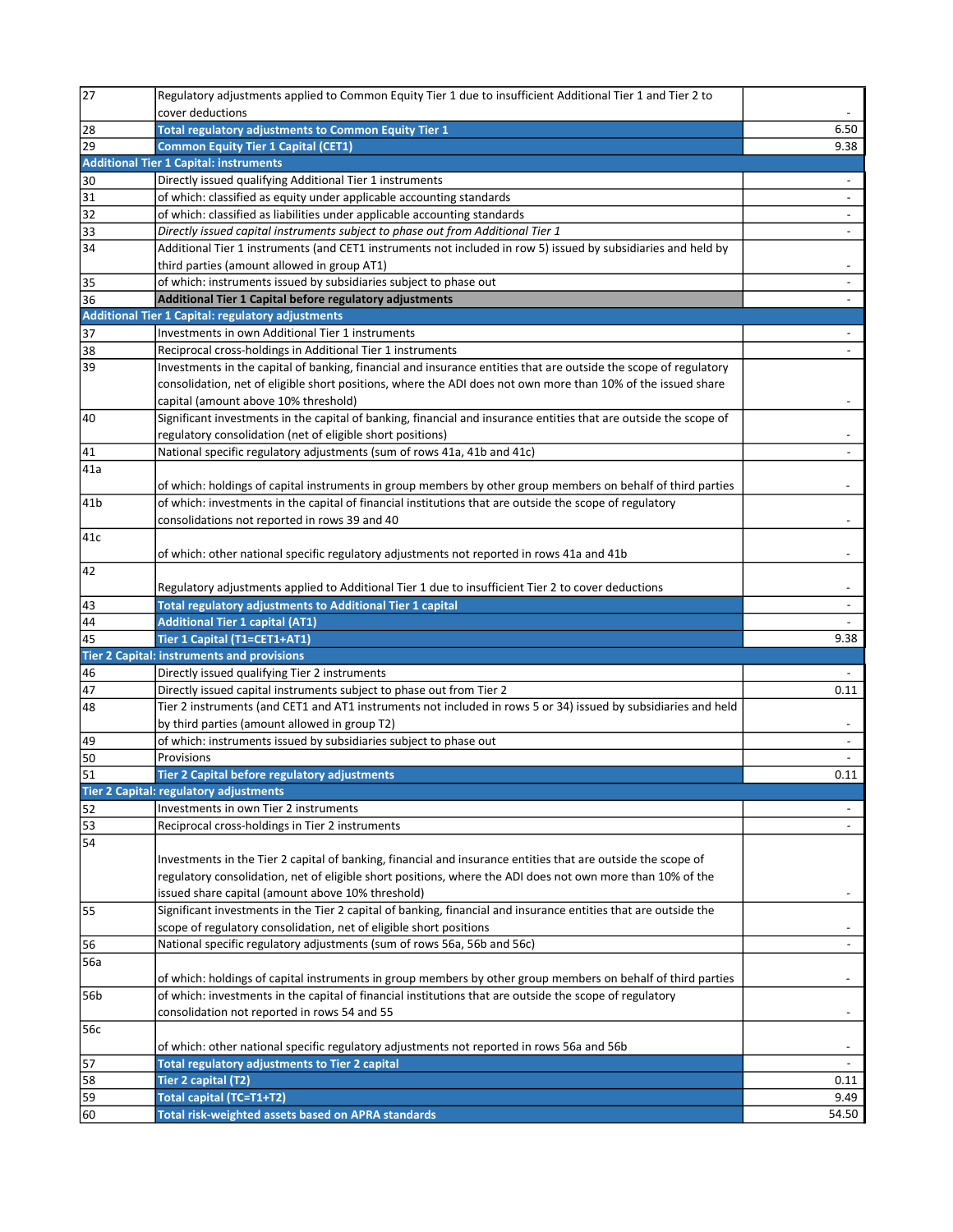| | | |
|---|---|---|
| 27 | Regulatory adjustments applied to Common Equity Tier 1 due to insufficient Additional Tier 1 and Tier 2 to cover deductions | - |
| 28 | **Total regulatory adjustments to Common Equity Tier 1** | 6.50 |
| 29 | **Common Equity Tier 1 Capital (CET1)** | 9.38 |
| **Additional Tier 1 Capital: instruments** | | |
| 30 | Directly issued qualifying Additional Tier 1 instruments | - |
| 31 | of which: classified as equity under applicable accounting standards | - |
| 32 | of which: classified as liabilities under applicable accounting standards | - |
| 33 | *Directly issued capital instruments subject to phase out from Additional Tier 1* | - |
| 34 | Additional Tier 1 instruments (and CET1 instruments not included in row 5) issued by subsidiaries and held by third parties (amount allowed in group AT1) | - |
| 35 | of which: instruments issued by subsidiaries subject to phase out | - |
| 36 | **Additional Tier 1 Capital before regulatory adjustments** | - |
| **Additional Tier 1 Capital: regulatory adjustments** | | |
| 37 | Investments in own Additional Tier 1 instruments | - |
| 38 | Reciprocal cross-holdings in Additional Tier 1 instruments | - |
| 39 | Investments in the capital of banking, financial and insurance entities that are outside the scope of regulatory consolidation, net of eligible short positions, where the ADI does not own more than 10% of the issued share capital (amount above 10% threshold) | - |
| 40 | Significant investments in the capital of banking, financial and insurance entities that are outside the scope of regulatory consolidation (net of eligible short positions) | - |
| 41 | National specific regulatory adjustments (sum of rows 41a, 41b and 41c) | - |
| 41a | of which: holdings of capital instruments in group members by other group members on behalf of third parties | - |
| 41b | of which: investments in the capital of financial institutions that are outside the scope of regulatory consolidations not reported in rows 39 and 40 | - |
| 41c | of which: other national specific regulatory adjustments not reported in rows 41a and 41b | - |
| 42 | Regulatory adjustments applied to Additional Tier 1 due to insufficient Tier 2 to cover deductions | - |
| 43 | **Total regulatory adjustments to Additional Tier 1 capital** | - |
| 44 | **Additional Tier 1 capital (AT1)** | - |
| 45 | **Tier 1 Capital (T1=CET1+AT1)** | 9.38 |
| **Tier 2 Capital: instruments and provisions** | | |
| 46 | Directly issued qualifying Tier 2 instruments | - |
| 47 | Directly issued capital instruments subject to phase out from Tier 2 | 0.11 |
| 48 | Tier 2 instruments (and CET1 and AT1 instruments not included in rows 5 or 34) issued by subsidiaries and held by third parties (amount allowed in group T2) | - |
| 49 | of which: instruments issued by subsidiaries subject to phase out | - |
| 50 | Provisions | - |
| 51 | **Tier 2 Capital before regulatory adjustments** | 0.11 |
| **Tier 2 Capital: regulatory adjustments** | | |
| 52 | Investments in own Tier 2 instruments | - |
| 53 | Reciprocal cross-holdings in Tier 2 instruments | - |
| 54 | Investments in the Tier 2 capital of banking, financial and insurance entities that are outside the scope of regulatory consolidation, net of eligible short positions, where the ADI does not own more than 10% of the issued share capital (amount above 10% threshold) | - |
| 55 | Significant investments in the Tier 2 capital of banking, financial and insurance entities that are outside the scope of regulatory consolidation, net of eligible short positions | - |
| 56 | National specific regulatory adjustments (sum of rows 56a, 56b and 56c) | - |
| 56a | of which: holdings of capital instruments in group members by other group members on behalf of third parties | - |
| 56b | of which: investments in the capital of financial institutions that are outside the scope of regulatory consolidation not reported in rows 54 and 55 | - |
| 56c | of which: other national specific regulatory adjustments not reported in rows 56a and 56b | - |
| 57 | **Total regulatory adjustments to Tier 2 capital** | - |
| 58 | **Tier 2 capital (T2)** | 0.11 |
| 59 | **Total capital (TC=T1+T2)** | 9.49 |
| 60 | **Total risk-weighted assets based on APRA standards** | 54.50 |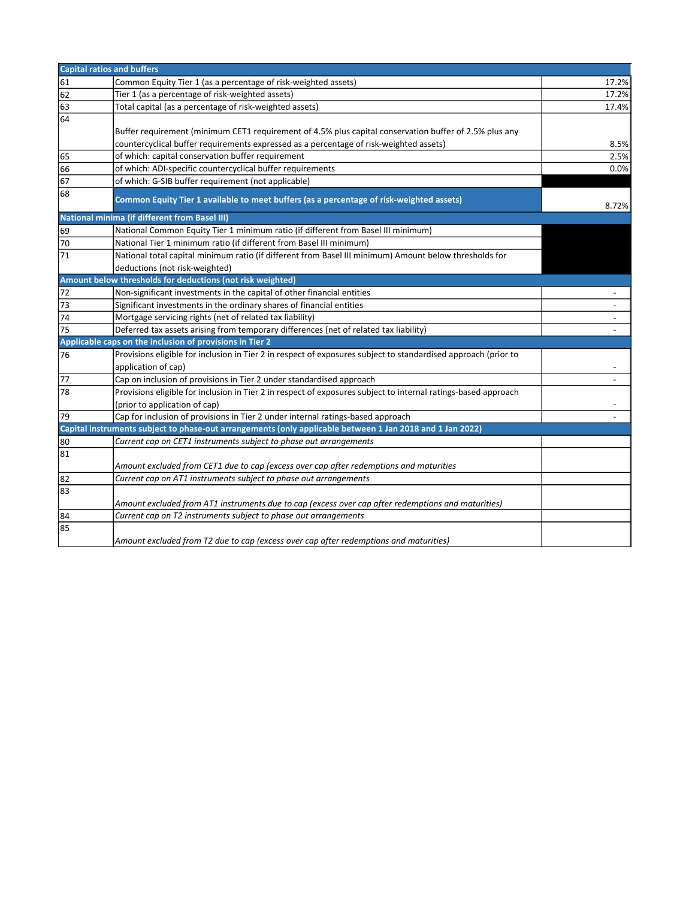| Capital ratios and buffers | | |
|---|---|---|
| 61 | Common Equity Tier 1 (as a percentage of risk-weighted assets) | 17.2% |
| 62 | Tier 1 (as a percentage of risk-weighted assets) | 17.2% |
| 63 | Total capital (as a percentage of risk-weighted assets) | 17.4% |
| 64 | Buffer requirement (minimum CET1 requirement of 4.5% plus capital conservation buffer of 2.5% plus any countercyclical buffer requirements expressed as a percentage of risk-weighted assets) | 8.5% |
| 65 | of which: capital conservation buffer requirement | 2.5% |
| 66 | of which: ADI-specific countercyclical buffer requirements | 0.0% |
| 67 | of which: G-SIB buffer requirement (not applicable) | |
| 68 | **Common Equity Tier 1 available to meet buffers (as a percentage of risk-weighted assets)** | 8.72% |
| **National minima (if different from Basel III)** | | |
| 69 | National Common Equity Tier 1 minimum ratio (if different from Basel III minimum) | |
| 70 | National Tier 1 minimum ratio (if different from Basel III minimum) | |
| 71 | National total capital minimum ratio (if different from Basel III minimum) Amount below thresholds for deductions (not risk-weighted) | |
| **Amount below thresholds for deductions (not risk weighted)** | | |
| 72 | Non-significant investments in the capital of other financial entities | - |
| 73 | Significant investments in the ordinary shares of financial entities | - |
| 74 | Mortgage servicing rights (net of related tax liability) | - |
| 75 | Deferred tax assets arising from temporary differences (net of related tax liability) | - |
| **Applicable caps on the inclusion of provisions in Tier 2** | | |
| 76 | Provisions eligible for inclusion in Tier 2 in respect of exposures subject to standardised approach (prior to application of cap) | - |
| 77 | Cap on inclusion of provisions in Tier 2 under standardised approach | - |
| 78 | Provisions eligible for inclusion in Tier 2 in respect of exposures subject to internal ratings-based approach (prior to application of cap) | - |
| 79 | Cap for inclusion of provisions in Tier 2 under internal ratings-based approach | - |
| **Capital instruments subject to phase-out arrangements (only applicable between 1 Jan 2018 and 1 Jan 2022)** | | |
| 80 | *Current cap on CET1 instruments subject to phase out arrangements* | |
| 81 | *Amount excluded from CET1 due to cap (excess over cap after redemptions and maturities* | |
| 82 | *Current cap on AT1 instruments subject to phase out arrangements* | |
| 83 | *Amount excluded from AT1 instruments due to cap (excess over cap after redemptions and maturities)* | |
| 84 | *Current cap on T2 instruments subject to phase out arrangements* | |
| 85 | *Amount excluded from T2 due to cap (excess over cap after redemptions and maturities)* | |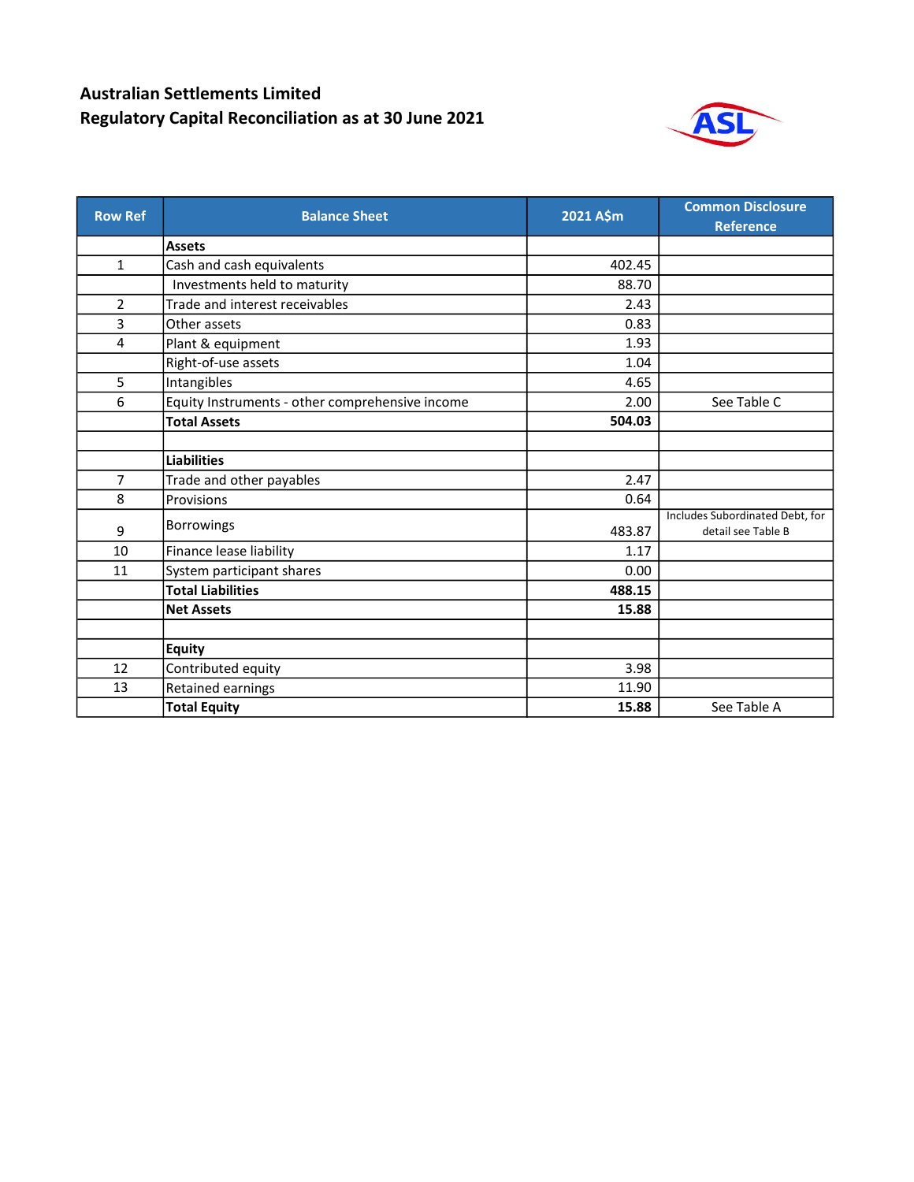## Australian Settlements Limited
## Regulatory Capital Reconciliation as at 30 June 2021

| Row Ref | Balance Sheet | 2021 A$m | Common Disclosure Reference |
|---|---|---|---|
| | **Assets** | | |
| 1 | Cash and cash equivalents | 402.45 | |
| | Investments held to maturity | 88.70 | |
| 2 | Trade and interest receivables | 2.43 | |
| 3 | Other assets | 0.83 | |
| 4 | Plant & equipment | 1.93 | |
| | Right-of-use assets | 1.04 | |
| 5 | Intangibles | 4.65 | |
| 6 | Equity Instruments - other comprehensive income | 2.00 | See Table C |
| | **Total Assets** | **504.03** | |
| | | | |
| | **Liabilities** | | |
| 7 | Trade and other payables | 2.47 | |
| 8 | Provisions | 0.64 | |
| 9 | Borrowings | 483.87 | Includes Subordinated Debt, for detail see Table B |
| 10 | Finance lease liability | 1.17 | |
| 11 | System participant shares | 0.00 | |
| | **Total Liabilities** | **488.15** | |
| | **Net Assets** | **15.88** | |
| | | | |
| | **Equity** | | |
| 12 | Contributed equity | 3.98 | |
| 13 | Retained earnings | 11.90 | |
| | **Total Equity** | **15.88** | See Table A |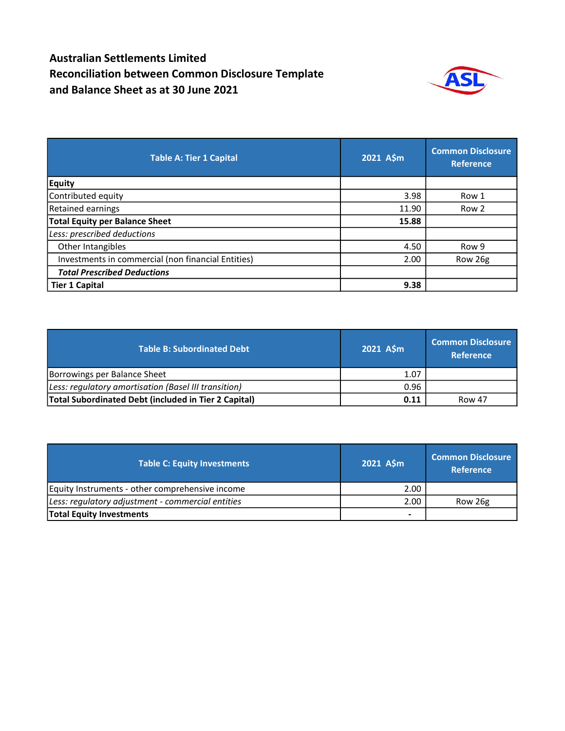# Australian Settlements Limited
## Reconciliation between Common Disclosure Template and Balance Sheet as at 30 June 2021

| Table A: Tier 1 Capital | 2021 A$m | Common Disclosure Reference |
|---|---|---|
| **Equity** | | |
| Contributed equity | 3.98 | Row 1 |
| Retained earnings | 11.90 | Row 2 |
| **Total Equity per Balance Sheet** | **15.88** | |
| *Less: prescribed deductions* | | |
| Other Intangibles | 4.50 | Row 9 |
| Investments in commercial (non financial Entities) | 2.00 | Row 26g |
| ***Total Prescribed Deductions*** | | |
| **Tier 1 Capital** | **9.38** | |

| Table B: Subordinated Debt | 2021 A$m | Common Disclosure Reference |
|---|---|---|
| Borrowings per Balance Sheet | 1.07 | |
| *Less: regulatory amortisation (Basel III transition)* | 0.96 | |
| **Total Subordinated Debt (included in Tier 2 Capital)** | **0.11** | Row 47 |

| Table C: Equity Investments | 2021 A$m | Common Disclosure Reference |
|---|---|---|
| Equity Instruments - other comprehensive income | 2.00 | |
| *Less: regulatory adjustment - commercial entities* | 2.00 | Row 26g |
| **Total Equity Investments** | - | |